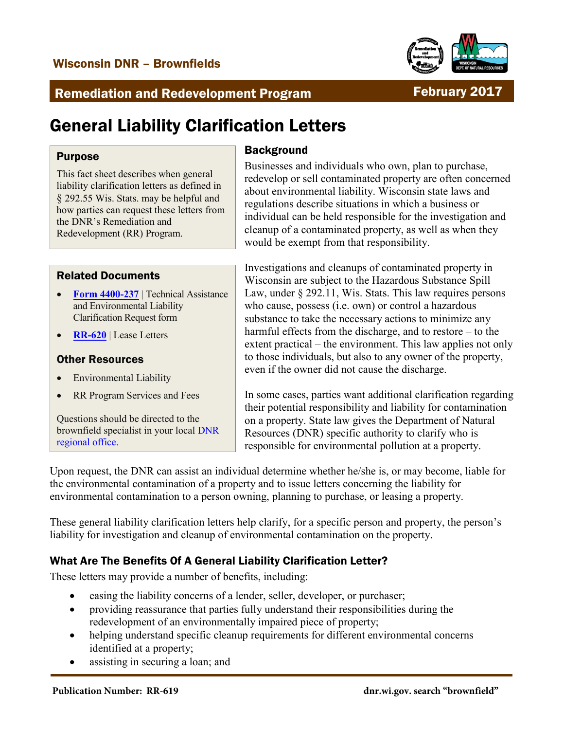Wisconsin DNR – Brownfields

**Remediation and Redevelopment Program** | **February 2017**

# General Liability Clarification Letters

### Purpose

This fact sheet describes when general liability clarification letters as defined in § 292.55 Wis. Stats. may be helpful and how parties can request these letters from the DNR's Remediation and Redevelopment (RR) Program.

### Related Documents

- **Form 4400-237** | Technical Assistance and Environmental Liability Clarification Request form
- **RR-620** | Lease Letters

### Other Resources

- Environmental Liability
- RR Program Services and Fees

Questions should be directed to the brownfield specialist in your local DNR regional office.

### Background

Businesses and individuals who own, plan to purchase, redevelop or sell contaminated property are often concerned about environmental liability. Wisconsin state laws and regulations describe situations in which a business or individual can be held responsible for the investigation and cleanup of a contaminated property, as well as when they would be exempt from that responsibility.

Investigations and cleanups of contaminated property in Wisconsin are subject to the Hazardous Substance Spill Law, under § 292.11, Wis. Stats. This law requires persons who cause, possess (i.e. own) or control a hazardous substance to take the necessary actions to minimize any harmful effects from the discharge, and to restore – to the extent practical – the environment. This law applies not only to those individuals, but also to any owner of the property, even if the owner did not cause the discharge.

In some cases, parties want additional clarification regarding their potential responsibility and liability for contamination on a property. State law gives the Department of Natural Resources (DNR) specific authority to clarify who is responsible for environmental pollution at a property.

Upon request, the DNR can assist an individual determine whether he/she is, or may become, liable for the environmental contamination of a property and to issue letters concerning the liability for environmental contamination to a person owning, planning to purchase, or leasing a property.

These general liability clarification letters help clarify, for a specific person and property, the person's liability for investigation and cleanup of environmental contamination on the property.

### What Are The Benefits Of A General Liability Clarification Letter?

These letters may provide a number of benefits, including:

- easing the liability concerns of a lender, seller, developer, or purchaser;
- providing reassurance that parties fully understand their responsibilities during the redevelopment of an environmentally impaired piece of property;
- helping understand specific cleanup requirements for different environmental concerns identified at a property;
- assisting in securing a loan; and

**Publication Number: RR-619** dnr.wi.gov. search "brownfield"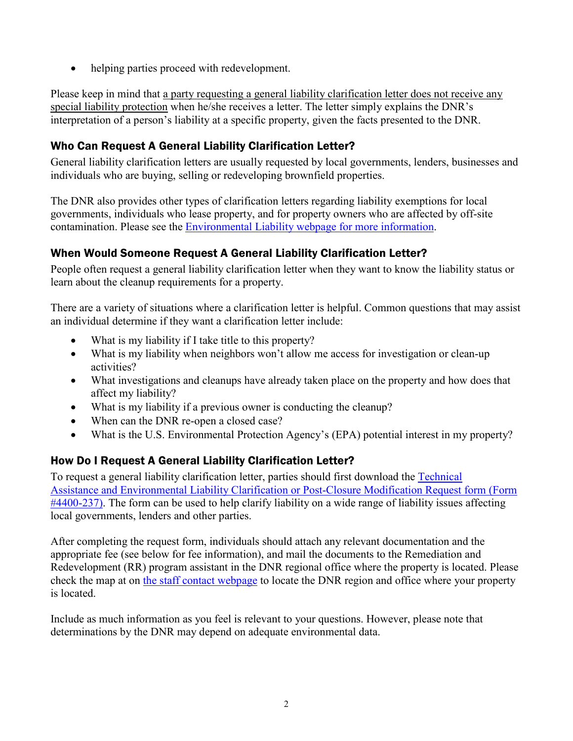- helping parties proceed with redevelopment.

Please keep in mind that a party requesting a general liability clarification letter does not receive any special liability protection when he/she receives a letter. The letter simply explains the DNR's interpretation of a person's liability at a specific property, given the facts presented to the DNR.

## Who Can Request A General Liability Clarification Letter?

General liability clarification letters are usually requested by local governments, lenders, businesses and individuals who are buying, selling or redeveloping brownfield properties.

The DNR also provides other types of clarification letters regarding liability exemptions for local governments, individuals who lease property, and for property owners who are affected by off-site contamination. Please see the Environmental Liability webpage for more information.

## When Would Someone Request A General Liability Clarification Letter?

People often request a general liability clarification letter when they want to know the liability status or learn about the cleanup requirements for a property.

There are a variety of situations where a clarification letter is helpful. Common questions that may assist an individual determine if they want a clarification letter include:

- What is my liability if I take title to this property?
- What is my liability when neighbors won't allow me access for investigation or clean-up activities?
- What investigations and cleanups have already taken place on the property and how does that affect my liability?
- What is my liability if a previous owner is conducting the cleanup?
- When can the DNR re-open a closed case?
- What is the U.S. Environmental Protection Agency's (EPA) potential interest in my property?

## How Do I Request A General Liability Clarification Letter?

To request a general liability clarification letter, parties should first download the Technical Assistance and Environmental Liability Clarification or Post-Closure Modification Request form (Form #4400-237). The form can be used to help clarify liability on a wide range of liability issues affecting local governments, lenders and other parties.

After completing the request form, individuals should attach any relevant documentation and the appropriate fee (see below for fee information), and mail the documents to the Remediation and Redevelopment (RR) program assistant in the DNR regional office where the property is located. Please check the map at on the staff contact webpage to locate the DNR region and office where your property is located.

Include as much information as you feel is relevant to your questions. However, please note that determinations by the DNR may depend on adequate environmental data.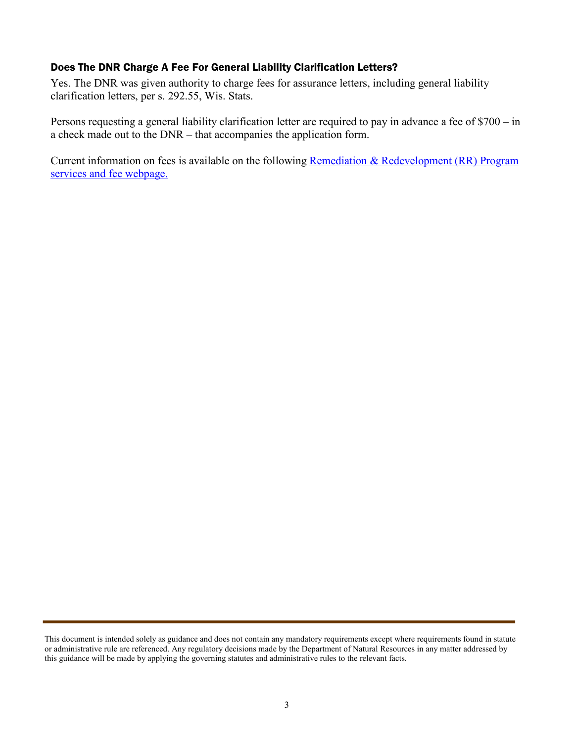### Does The DNR Charge A Fee For General Liability Clarification Letters?

Yes. The DNR was given authority to charge fees for assurance letters, including general liability clarification letters, per s. 292.55, Wis. Stats.

Persons requesting a general liability clarification letter are required to pay in advance a fee of $700 – in a check made out to the DNR – that accompanies the application form.

Current information on fees is available on the following [Remediation & Redevelopment (RR) Program services and fee webpage.]()

This document is intended solely as guidance and does not contain any mandatory requirements except where requirements found in statute or administrative rule are referenced. Any regulatory decisions made by the Department of Natural Resources in any matter addressed by this guidance will be made by applying the governing statutes and administrative rules to the relevant facts.